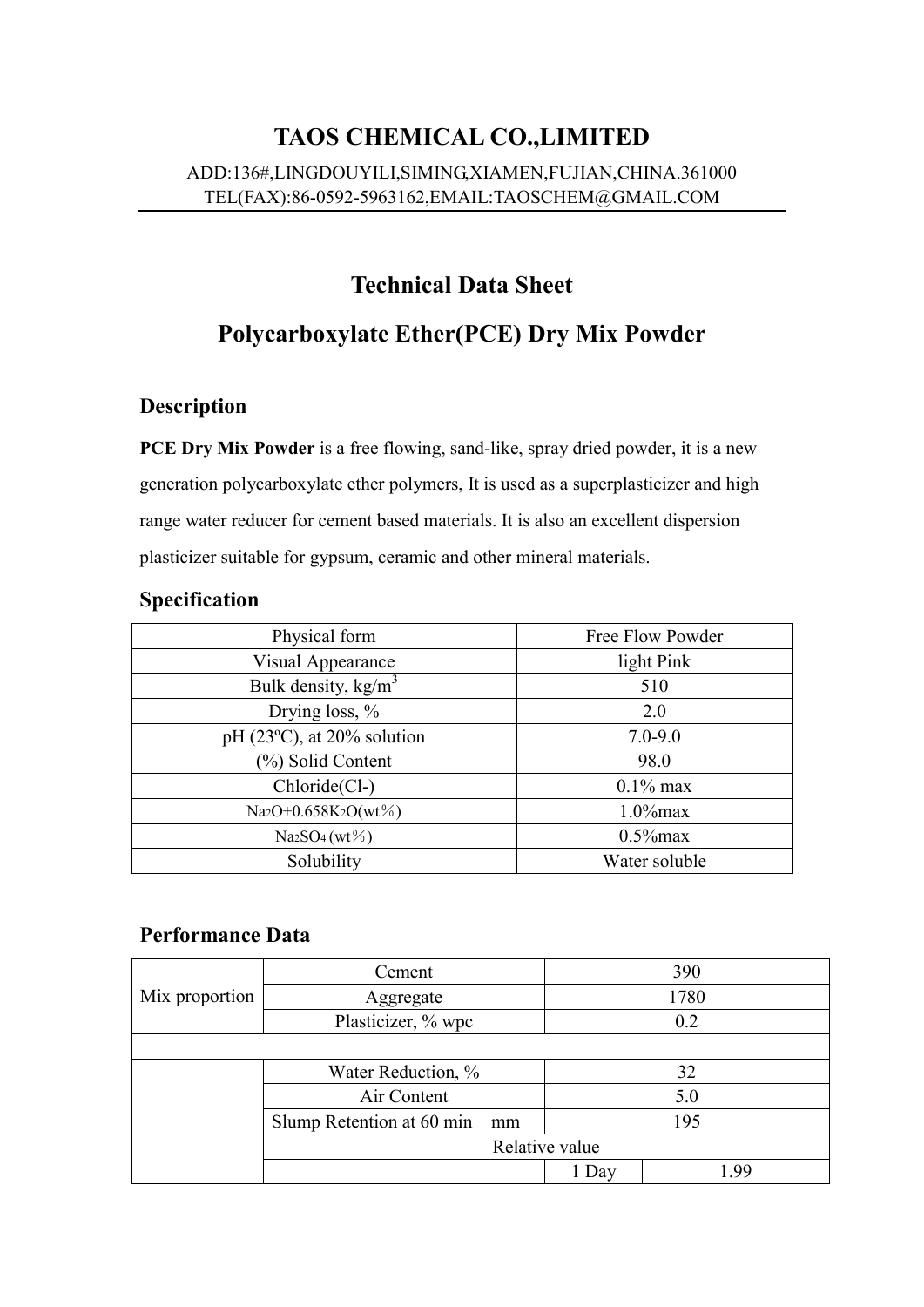# TAOS CHEMICAL CO.,LIMITED

ADD:136#,LINGDOUYILI,SIMING,XIAMEN,FUJIAN,CHINA.361000
TEL(FAX):86-0592-5963162,EMAIL:TAOSCHEM@GMAIL.COM

## Technical Data Sheet

## Polycarboxylate Ether(PCE) Dry Mix Powder

### Description

**PCE Dry Mix Powder** is a free flowing, sand-like, spray dried powder, it is a new generation polycarboxylate ether polymers, It is used as a superplasticizer and high range water reducer for cement based materials. It is also an excellent dispersion plasticizer suitable for gypsum, ceramic and other mineral materials.

### Specification

| Physical form | Free Flow Powder |
|---|---|
| Visual Appearance | light Pink |
| Bulk density, $kg/m^3$ | 510 |
| Drying loss, % | 2.0 |
| pH (23ºC), at 20% solution | 7.0-9.0 |
| (%) Solid Content | 98.0 |
| Chloride($Cl^-$) | 0.1% max |
| $Na_2O$+0.658$K_2O$(wt％) | 1.0%max |
| $Na_2SO_4$ (wt％) | 0.5%max |
| Solubility | Water soluble |

### Performance Data

| | | | |
|---|---|---|---|
| Mix proportion | Cement | 390 | |
| | Aggregate | 1780 | |
| | Plasticizer, % wpc | 0.2 | |
| | | | |
| | Water Reduction, % | 32 | |
| | Air Content | 5.0 | |
| | Slump Retention at 60 min mm | 195 | |
| | Relative value | | |
| | | 1 Day | 1.99 |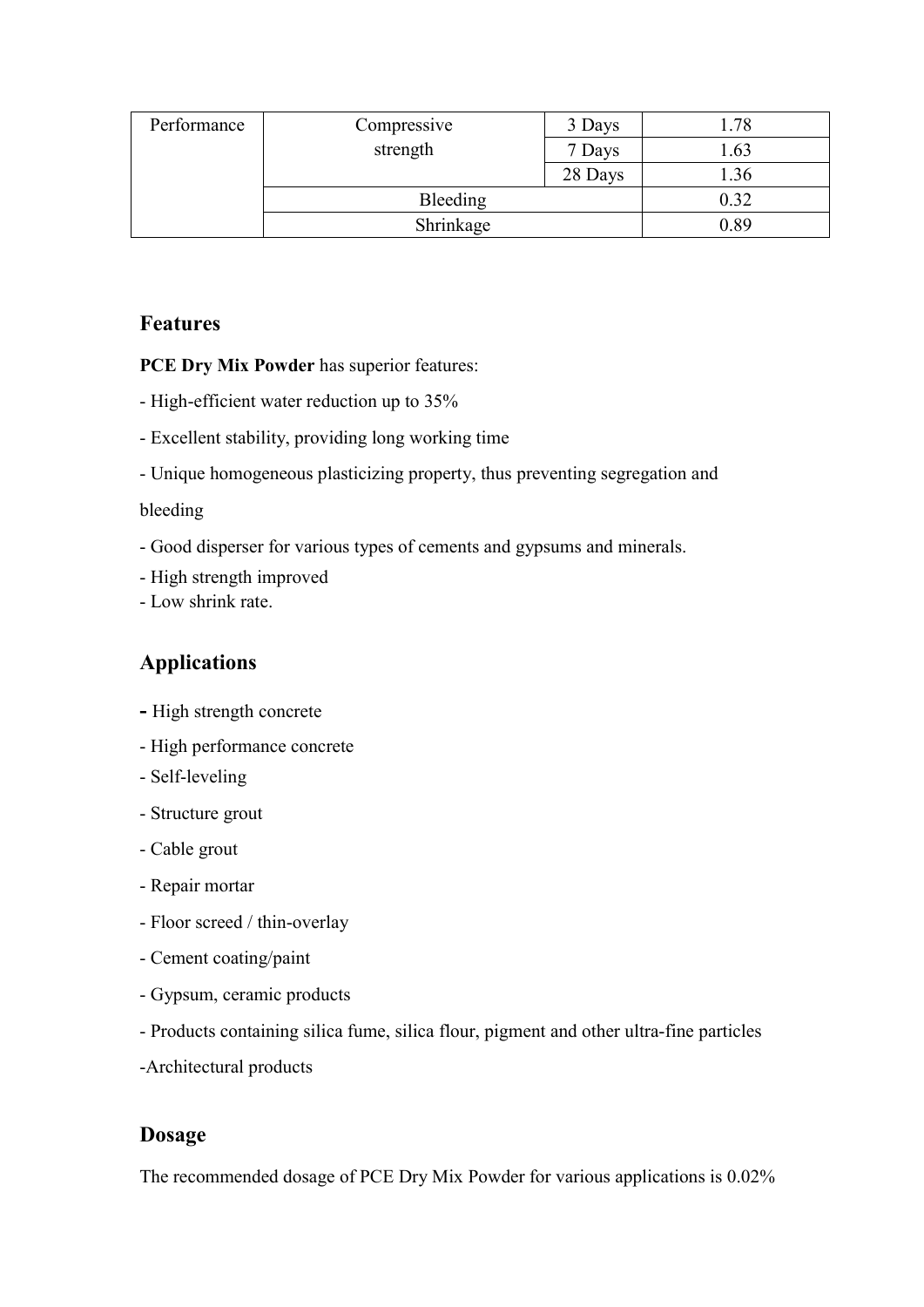| Performance | Compressive strength | 3 Days | 1.78 |
|---|---|---|---|
| | | 7 Days | 1.63 |
| | | 28 Days | 1.36 |
| | Bleeding | | 0.32 |
| | Shrinkage | | 0.89 |

## Features

**PCE Dry Mix Powder** has superior features:

- High-efficient water reduction up to 35%
- Excellent stability, providing long working time
- Unique homogeneous plasticizing property, thus preventing segregation and bleeding
- Good disperser for various types of cements and gypsums and minerals.
- High strength improved
- Low shrink rate.

## Applications

- High strength concrete
- High performance concrete
- Self-leveling
- Structure grout
- Cable grout
- Repair mortar
- Floor screed / thin-overlay
- Cement coating/paint
- Gypsum, ceramic products
- Products containing silica fume, silica flour, pigment and other ultra-fine particles
- Architectural products

## Dosage

The recommended dosage of PCE Dry Mix Powder for various applications is 0.02%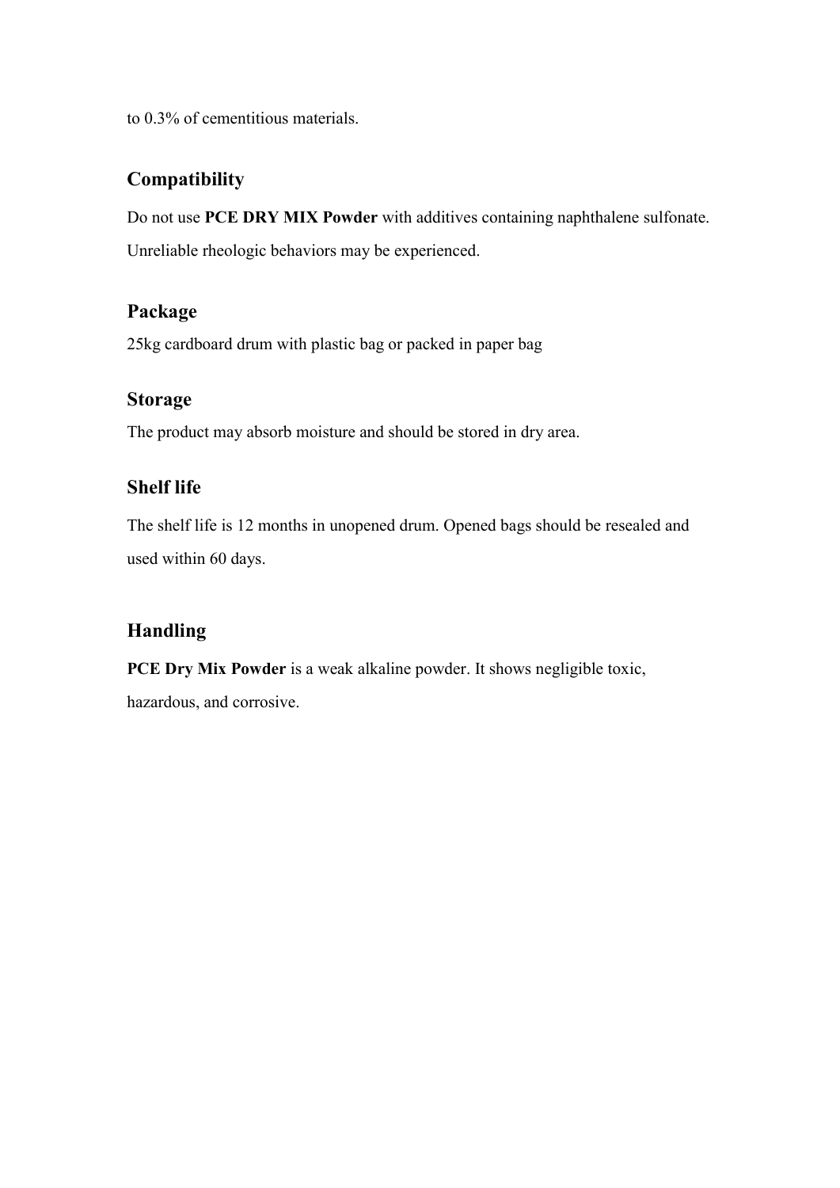to 0.3% of cementitious materials.

## Compatibility

Do not use **PCE DRY MIX Powder** with additives containing naphthalene sulfonate. Unreliable rheologic behaviors may be experienced.

## Package

25kg cardboard drum with plastic bag or packed in paper bag

## Storage

The product may absorb moisture and should be stored in dry area.

## Shelf life

The shelf life is 12 months in unopened drum. Opened bags should be resealed and used within 60 days.

## Handling

**PCE Dry Mix Powder** is a weak alkaline powder. It shows negligible toxic, hazardous, and corrosive.